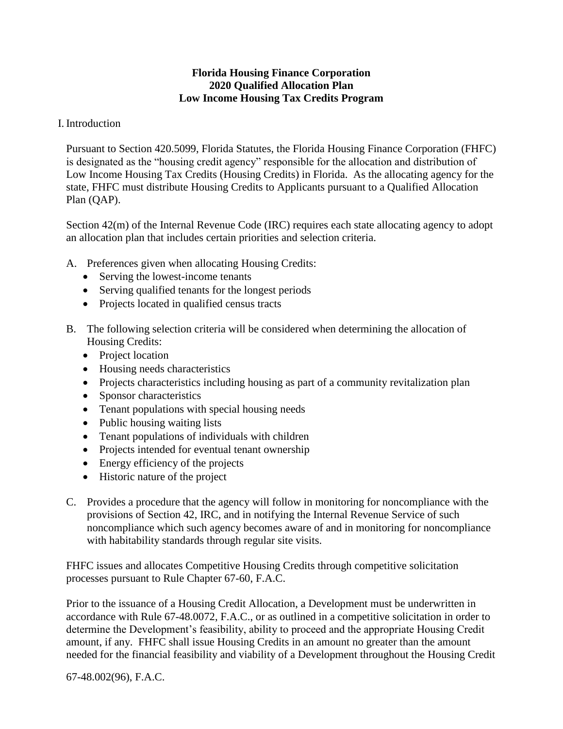**Florida Housing Finance Corporation**
**2020 Qualified Allocation Plan**
**Low Income Housing Tax Credits Program**

I. Introduction

Pursuant to Section 420.5099, Florida Statutes, the Florida Housing Finance Corporation (FHFC) is designated as the "housing credit agency" responsible for the allocation and distribution of Low Income Housing Tax Credits (Housing Credits) in Florida. As the allocating agency for the state, FHFC must distribute Housing Credits to Applicants pursuant to a Qualified Allocation Plan (QAP).

Section 42(m) of the Internal Revenue Code (IRC) requires each state allocating agency to adopt an allocation plan that includes certain priorities and selection criteria.

A. Preferences given when allocating Housing Credits:
   - Serving the lowest-income tenants
   - Serving qualified tenants for the longest periods
   - Projects located in qualified census tracts

B. The following selection criteria will be considered when determining the allocation of Housing Credits:
   - Project location
   - Housing needs characteristics
   - Projects characteristics including housing as part of a community revitalization plan
   - Sponsor characteristics
   - Tenant populations with special housing needs
   - Public housing waiting lists
   - Tenant populations of individuals with children
   - Projects intended for eventual tenant ownership
   - Energy efficiency of the projects
   - Historic nature of the project

C. Provides a procedure that the agency will follow in monitoring for noncompliance with the provisions of Section 42, IRC, and in notifying the Internal Revenue Service of such noncompliance which such agency becomes aware of and in monitoring for noncompliance with habitability standards through regular site visits.

FHFC issues and allocates Competitive Housing Credits through competitive solicitation processes pursuant to Rule Chapter 67-60, F.A.C.

Prior to the issuance of a Housing Credit Allocation, a Development must be underwritten in accordance with Rule 67-48.0072, F.A.C., or as outlined in a competitive solicitation in order to determine the Development's feasibility, ability to proceed and the appropriate Housing Credit amount, if any. FHFC shall issue Housing Credits in an amount no greater than the amount needed for the financial feasibility and viability of a Development throughout the Housing Credit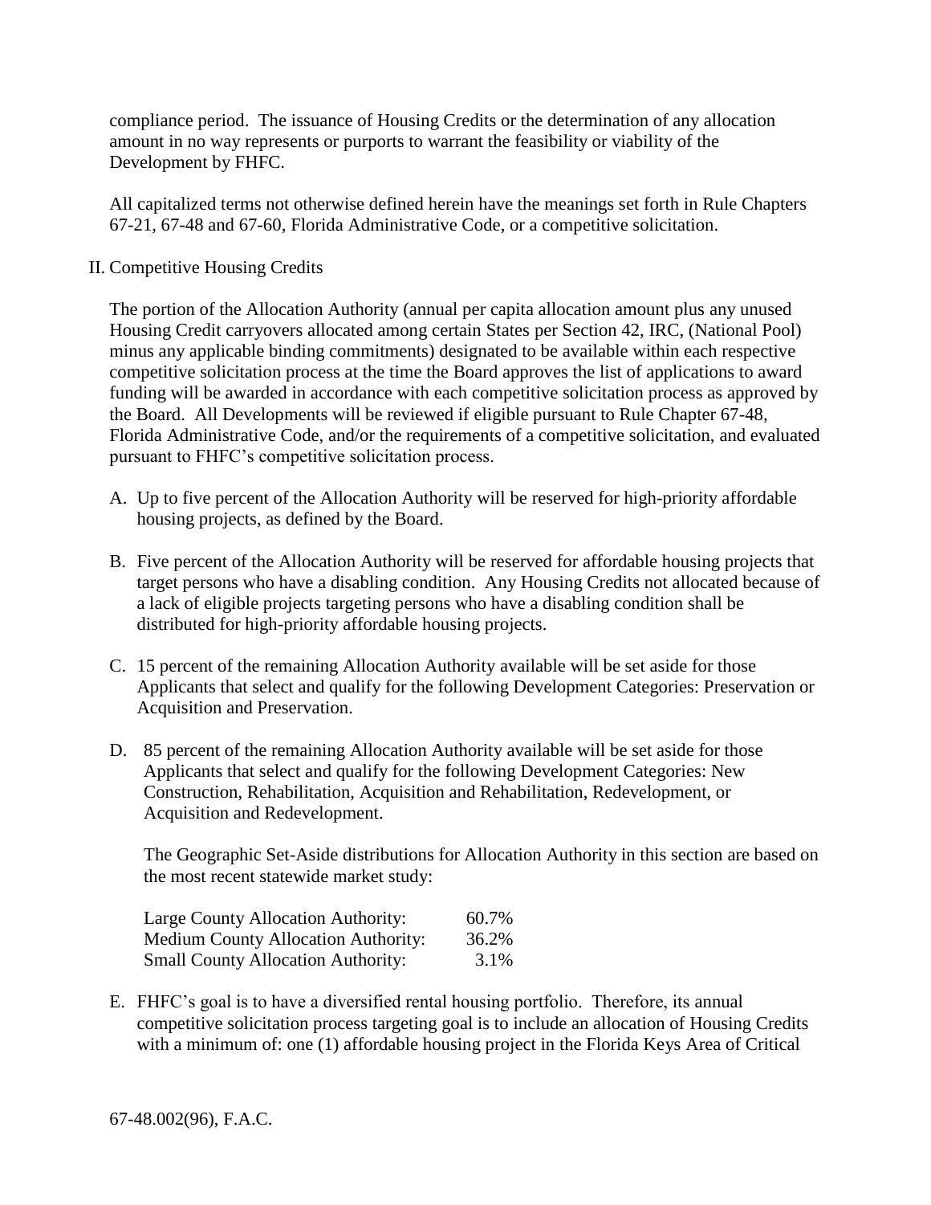compliance period. The issuance of Housing Credits or the determination of any allocation amount in no way represents or purports to warrant the feasibility or viability of the Development by FHFC.

All capitalized terms not otherwise defined herein have the meanings set forth in Rule Chapters 67-21, 67-48 and 67-60, Florida Administrative Code, or a competitive solicitation.

## II. Competitive Housing Credits

The portion of the Allocation Authority (annual per capita allocation amount plus any unused Housing Credit carryovers allocated among certain States per Section 42, IRC, (National Pool) minus any applicable binding commitments) designated to be available within each respective competitive solicitation process at the time the Board approves the list of applications to award funding will be awarded in accordance with each competitive solicitation process as approved by the Board. All Developments will be reviewed if eligible pursuant to Rule Chapter 67-48, Florida Administrative Code, and/or the requirements of a competitive solicitation, and evaluated pursuant to FHFC's competitive solicitation process.

A. Up to five percent of the Allocation Authority will be reserved for high-priority affordable housing projects, as defined by the Board.

B. Five percent of the Allocation Authority will be reserved for affordable housing projects that target persons who have a disabling condition. Any Housing Credits not allocated because of a lack of eligible projects targeting persons who have a disabling condition shall be distributed for high-priority affordable housing projects.

C. 15 percent of the remaining Allocation Authority available will be set aside for those Applicants that select and qualify for the following Development Categories: Preservation or Acquisition and Preservation.

D. 85 percent of the remaining Allocation Authority available will be set aside for those Applicants that select and qualify for the following Development Categories: New Construction, Rehabilitation, Acquisition and Rehabilitation, Redevelopment, or Acquisition and Redevelopment.

   The Geographic Set-Aside distributions for Allocation Authority in this section are based on the most recent statewide market study:

| | |
|---|---|
| Large County Allocation Authority: | 60.7% |
| Medium County Allocation Authority: | 36.2% |
| Small County Allocation Authority: | 3.1% |

E. FHFC's goal is to have a diversified rental housing portfolio. Therefore, its annual competitive solicitation process targeting goal is to include an allocation of Housing Credits with a minimum of: one (1) affordable housing project in the Florida Keys Area of Critical

67-48.002(96), F.A.C.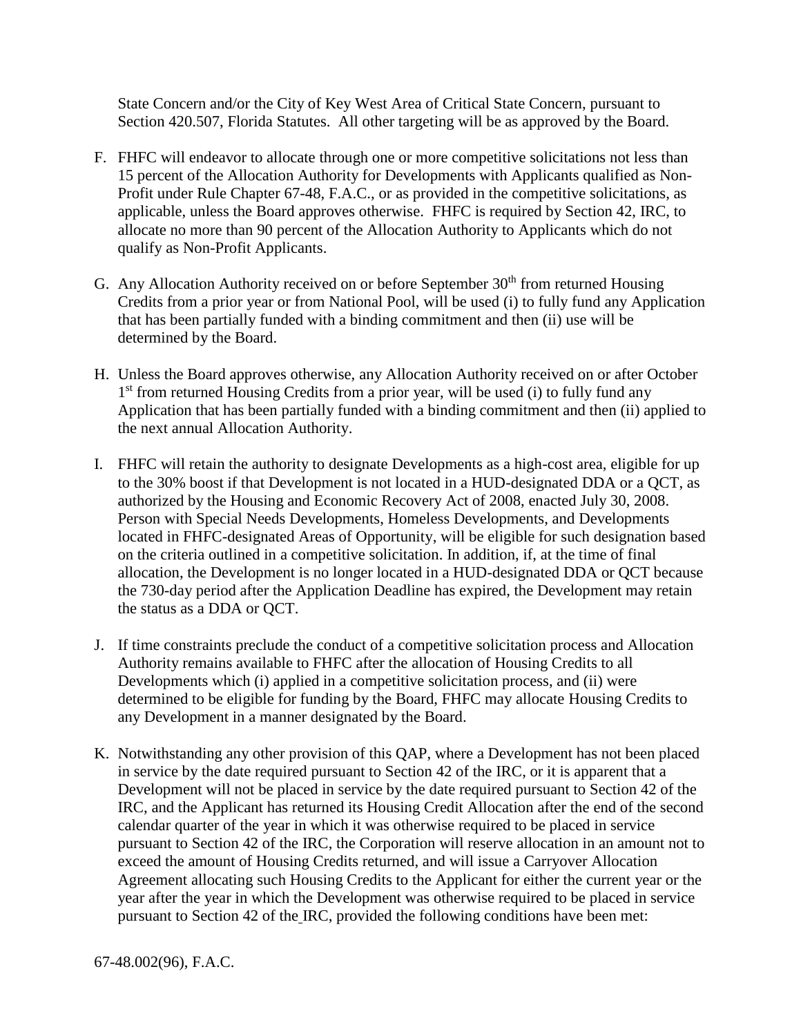State Concern and/or the City of Key West Area of Critical State Concern, pursuant to Section 420.507, Florida Statutes. All other targeting will be as approved by the Board.

F. FHFC will endeavor to allocate through one or more competitive solicitations not less than 15 percent of the Allocation Authority for Developments with Applicants qualified as Non-Profit under Rule Chapter 67-48, F.A.C., or as provided in the competitive solicitations, as applicable, unless the Board approves otherwise. FHFC is required by Section 42, IRC, to allocate no more than 90 percent of the Allocation Authority to Applicants which do not qualify as Non-Profit Applicants.

G. Any Allocation Authority received on or before September 30th from returned Housing Credits from a prior year or from National Pool, will be used (i) to fully fund any Application that has been partially funded with a binding commitment and then (ii) use will be determined by the Board.

H. Unless the Board approves otherwise, any Allocation Authority received on or after October 1st from returned Housing Credits from a prior year, will be used (i) to fully fund any Application that has been partially funded with a binding commitment and then (ii) applied to the next annual Allocation Authority.

I. FHFC will retain the authority to designate Developments as a high-cost area, eligible for up to the 30% boost if that Development is not located in a HUD-designated DDA or a QCT, as authorized by the Housing and Economic Recovery Act of 2008, enacted July 30, 2008. Person with Special Needs Developments, Homeless Developments, and Developments located in FHFC-designated Areas of Opportunity, will be eligible for such designation based on the criteria outlined in a competitive solicitation. In addition, if, at the time of final allocation, the Development is no longer located in a HUD-designated DDA or QCT because the 730-day period after the Application Deadline has expired, the Development may retain the status as a DDA or QCT.

J. If time constraints preclude the conduct of a competitive solicitation process and Allocation Authority remains available to FHFC after the allocation of Housing Credits to all Developments which (i) applied in a competitive solicitation process, and (ii) were determined to be eligible for funding by the Board, FHFC may allocate Housing Credits to any Development in a manner designated by the Board.

K. Notwithstanding any other provision of this QAP, where a Development has not been placed in service by the date required pursuant to Section 42 of the IRC, or it is apparent that a Development will not be placed in service by the date required pursuant to Section 42 of the IRC, and the Applicant has returned its Housing Credit Allocation after the end of the second calendar quarter of the year in which it was otherwise required to be placed in service pursuant to Section 42 of the IRC, the Corporation will reserve allocation in an amount not to exceed the amount of Housing Credits returned, and will issue a Carryover Allocation Agreement allocating such Housing Credits to the Applicant for either the current year or the year after the year in which the Development was otherwise required to be placed in service pursuant to Section 42 of the IRC, provided the following conditions have been met:

67-48.002(96), F.A.C.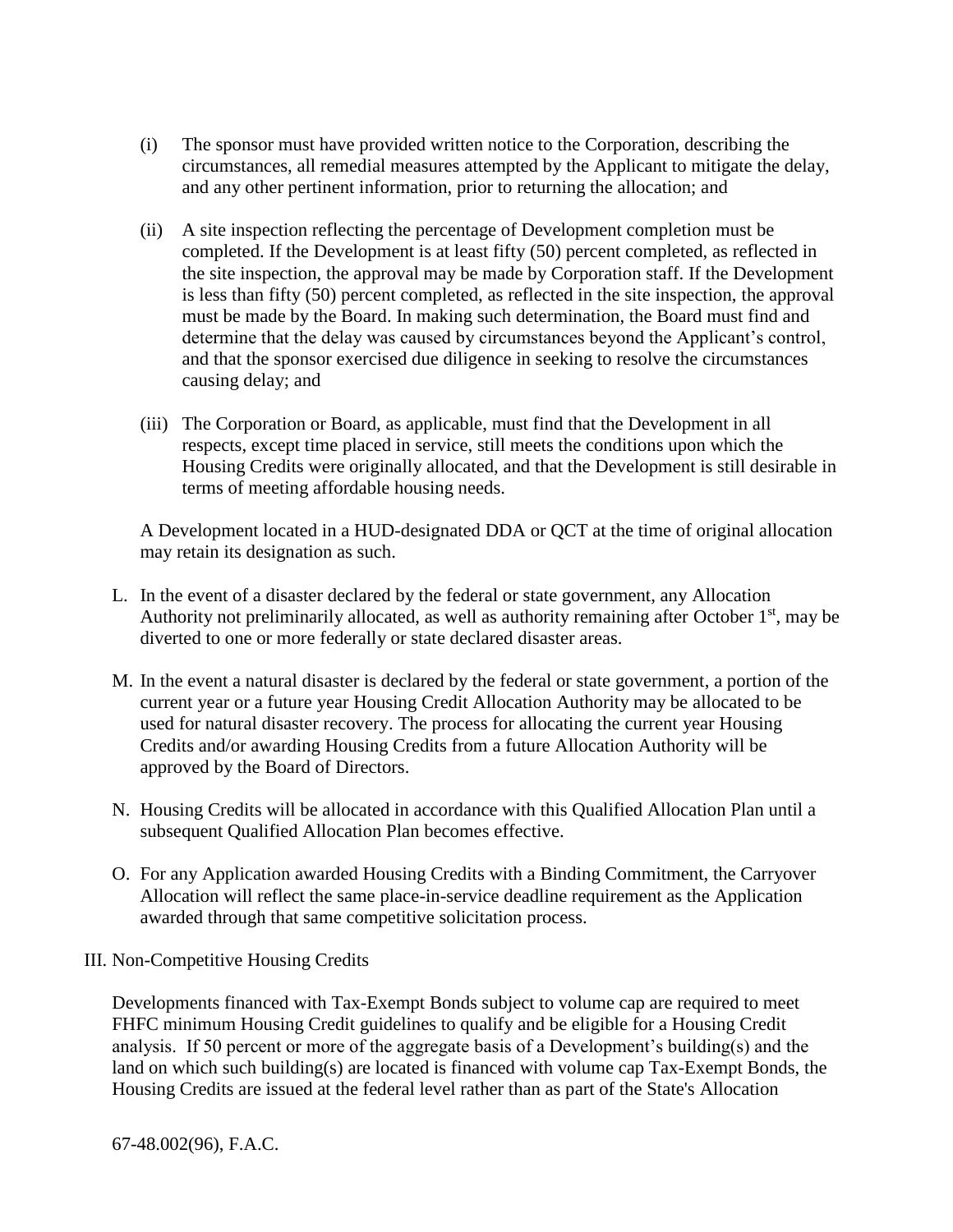(i) The sponsor must have provided written notice to the Corporation, describing the circumstances, all remedial measures attempted by the Applicant to mitigate the delay, and any other pertinent information, prior to returning the allocation; and

(ii) A site inspection reflecting the percentage of Development completion must be completed. If the Development is at least fifty (50) percent completed, as reflected in the site inspection, the approval may be made by Corporation staff. If the Development is less than fifty (50) percent completed, as reflected in the site inspection, the approval must be made by the Board. In making such determination, the Board must find and determine that the delay was caused by circumstances beyond the Applicant's control, and that the sponsor exercised due diligence in seeking to resolve the circumstances causing delay; and

(iii) The Corporation or Board, as applicable, must find that the Development in all respects, except time placed in service, still meets the conditions upon which the Housing Credits were originally allocated, and that the Development is still desirable in terms of meeting affordable housing needs.

A Development located in a HUD-designated DDA or QCT at the time of original allocation may retain its designation as such.

L. In the event of a disaster declared by the federal or state government, any Allocation Authority not preliminarily allocated, as well as authority remaining after October 1st, may be diverted to one or more federally or state declared disaster areas.

M. In the event a natural disaster is declared by the federal or state government, a portion of the current year or a future year Housing Credit Allocation Authority may be allocated to be used for natural disaster recovery. The process for allocating the current year Housing Credits and/or awarding Housing Credits from a future Allocation Authority will be approved by the Board of Directors.

N. Housing Credits will be allocated in accordance with this Qualified Allocation Plan until a subsequent Qualified Allocation Plan becomes effective.

O. For any Application awarded Housing Credits with a Binding Commitment, the Carryover Allocation will reflect the same place-in-service deadline requirement as the Application awarded through that same competitive solicitation process.

## III. Non-Competitive Housing Credits

Developments financed with Tax-Exempt Bonds subject to volume cap are required to meet FHFC minimum Housing Credit guidelines to qualify and be eligible for a Housing Credit analysis. If 50 percent or more of the aggregate basis of a Development's building(s) and the land on which such building(s) are located is financed with volume cap Tax-Exempt Bonds, the Housing Credits are issued at the federal level rather than as part of the State's Allocation

67-48.002(96), F.A.C.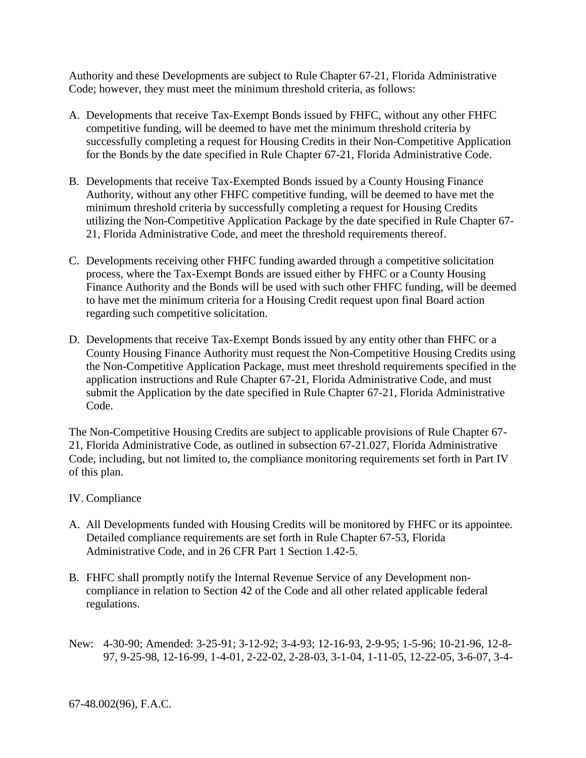Authority and these Developments are subject to Rule Chapter 67-21, Florida Administrative Code; however, they must meet the minimum threshold criteria, as follows:

A. Developments that receive Tax-Exempt Bonds issued by FHFC, without any other FHFC competitive funding, will be deemed to have met the minimum threshold criteria by successfully completing a request for Housing Credits in their Non-Competitive Application for the Bonds by the date specified in Rule Chapter 67-21, Florida Administrative Code.

B. Developments that receive Tax-Exempted Bonds issued by a County Housing Finance Authority, without any other FHFC competitive funding, will be deemed to have met the minimum threshold criteria by successfully completing a request for Housing Credits utilizing the Non-Competitive Application Package by the date specified in Rule Chapter 67-21, Florida Administrative Code, and meet the threshold requirements thereof.

C. Developments receiving other FHFC funding awarded through a competitive solicitation process, where the Tax-Exempt Bonds are issued either by FHFC or a County Housing Finance Authority and the Bonds will be used with such other FHFC funding, will be deemed to have met the minimum criteria for a Housing Credit request upon final Board action regarding such competitive solicitation.

D. Developments that receive Tax-Exempt Bonds issued by any entity other than FHFC or a County Housing Finance Authority must request the Non-Competitive Housing Credits using the Non-Competitive Application Package, must meet threshold requirements specified in the application instructions and Rule Chapter 67-21, Florida Administrative Code, and must submit the Application by the date specified in Rule Chapter 67-21, Florida Administrative Code.

The Non-Competitive Housing Credits are subject to applicable provisions of Rule Chapter 67-21, Florida Administrative Code, as outlined in subsection 67-21.027, Florida Administrative Code, including, but not limited to, the compliance monitoring requirements set forth in Part IV of this plan.

IV. Compliance

A. All Developments funded with Housing Credits will be monitored by FHFC or its appointee. Detailed compliance requirements are set forth in Rule Chapter 67-53, Florida Administrative Code, and in 26 CFR Part 1 Section 1.42-5.

B. FHFC shall promptly notify the Internal Revenue Service of any Development non-compliance in relation to Section 42 of the Code and all other related applicable federal regulations.

New: 4-30-90; Amended: 3-25-91; 3-12-92; 3-4-93; 12-16-93, 2-9-95; 1-5-96; 10-21-96, 12-8-97, 9-25-98, 12-16-99, 1-4-01, 2-22-02, 2-28-03, 3-1-04, 1-11-05, 12-22-05, 3-6-07, 3-4-

67-48.002(96), F.A.C.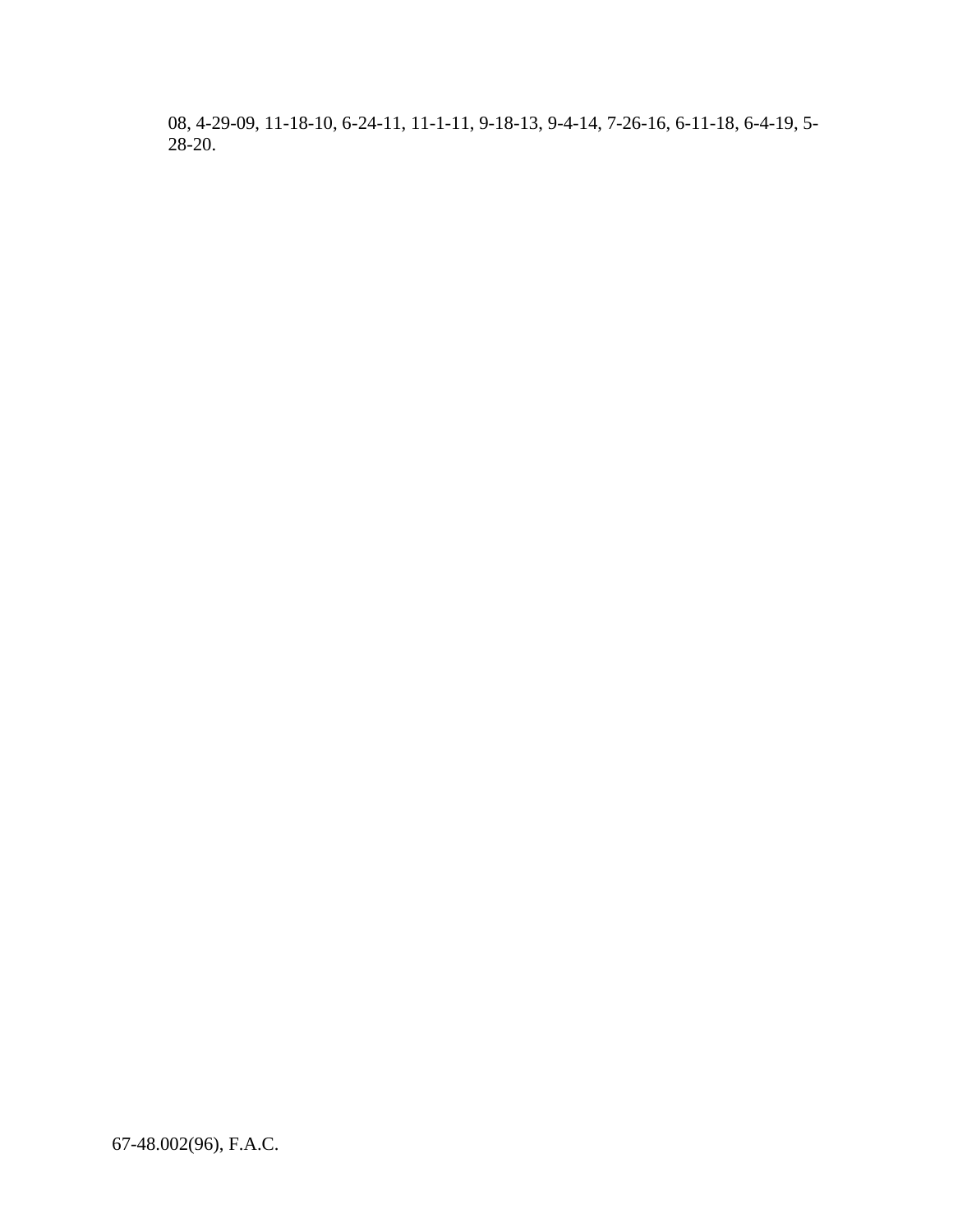08, 4-29-09, 11-18-10, 6-24-11, 11-1-11, 9-18-13, 9-4-14, 7-26-16, 6-11-18, 6-4-19, 5-28-20.